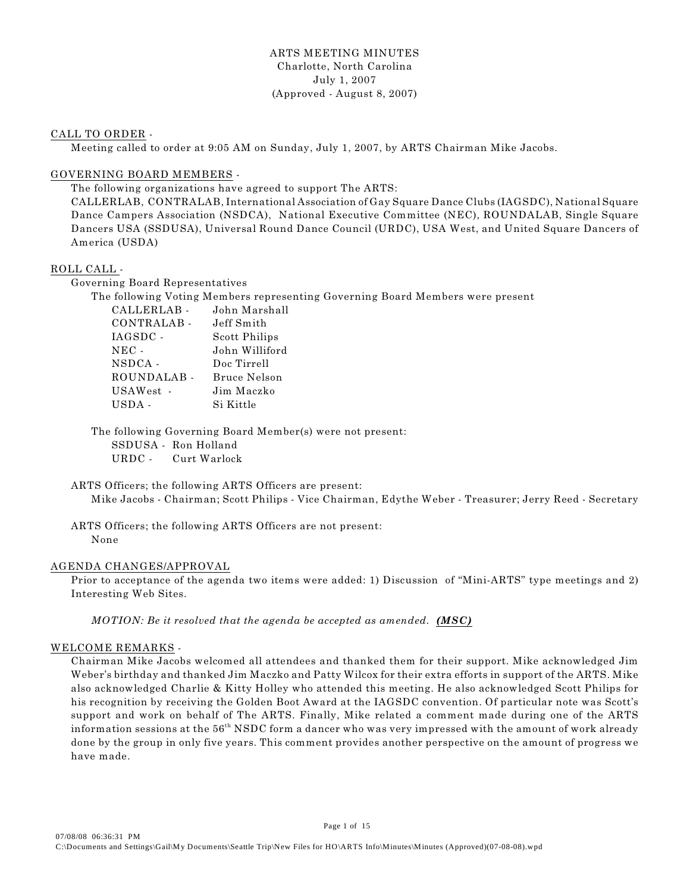# ARTS MEETING MINUTES

Charlotte, North Carolina
July 1, 2007
(Approved - August 8, 2007)

## CALL TO ORDER -

Meeting called to order at 9:05 AM on Sunday, July 1, 2007, by ARTS Chairman Mike Jacobs.

## GOVERNING BOARD MEMBERS -

The following organizations have agreed to support The ARTS:
CALLERLAB, CONTRALAB, International Association of Gay Square Dance Clubs (IAGSDC), National Square Dance Campers Association (NSDCA), National Executive Committee (NEC), ROUNDALAB, Single Square Dancers USA (SSDUSA), Universal Round Dance Council (URDC), USA West, and United Square Dancers of America (USDA)

## ROLL CALL -

Governing Board Representatives

The following Voting Members representing Governing Board Members were present

- CALLERLAB - John Marshall
- CONTRALAB - Jeff Smith
- IAGSDC - Scott Philips
- NEC - John Williford
- NSDCA - Doc Tirrell
- ROUNDALAB - Bruce Nelson
- USAWest - Jim Maczko
- USDA - Si Kittle

The following Governing Board Member(s) were not present:

- SSDUSA - Ron Holland
- URDC - Curt Warlock

ARTS Officers; the following ARTS Officers are present:

Mike Jacobs - Chairman; Scott Philips - Vice Chairman, Edythe Weber - Treasurer; Jerry Reed - Secretary

ARTS Officers; the following ARTS Officers are not present:

None

## AGENDA CHANGES/APPROVAL

Prior to acceptance of the agenda two items were added: 1) Discussion of "Mini-ARTS" type meetings and 2) Interesting Web Sites.

*MOTION: Be it resolved that the agenda be accepted as amended.* ***(MSC)***

## WELCOME REMARKS -

Chairman Mike Jacobs welcomed all attendees and thanked them for their support. Mike acknowledged Jim Weber's birthday and thanked Jim Maczko and Patty Wilcox for their extra efforts in support of the ARTS. Mike also acknowledged Charlie & Kitty Holley who attended this meeting. He also acknowledged Scott Philips for his recognition by receiving the Golden Boot Award at the IAGSDC convention. Of particular note was Scott's support and work on behalf of The ARTS. Finally, Mike related a comment made during one of the ARTS information sessions at the 56th NSDC form a dancer who was very impressed with the amount of work already done by the group in only five years. This comment provides another perspective on the amount of progress we have made.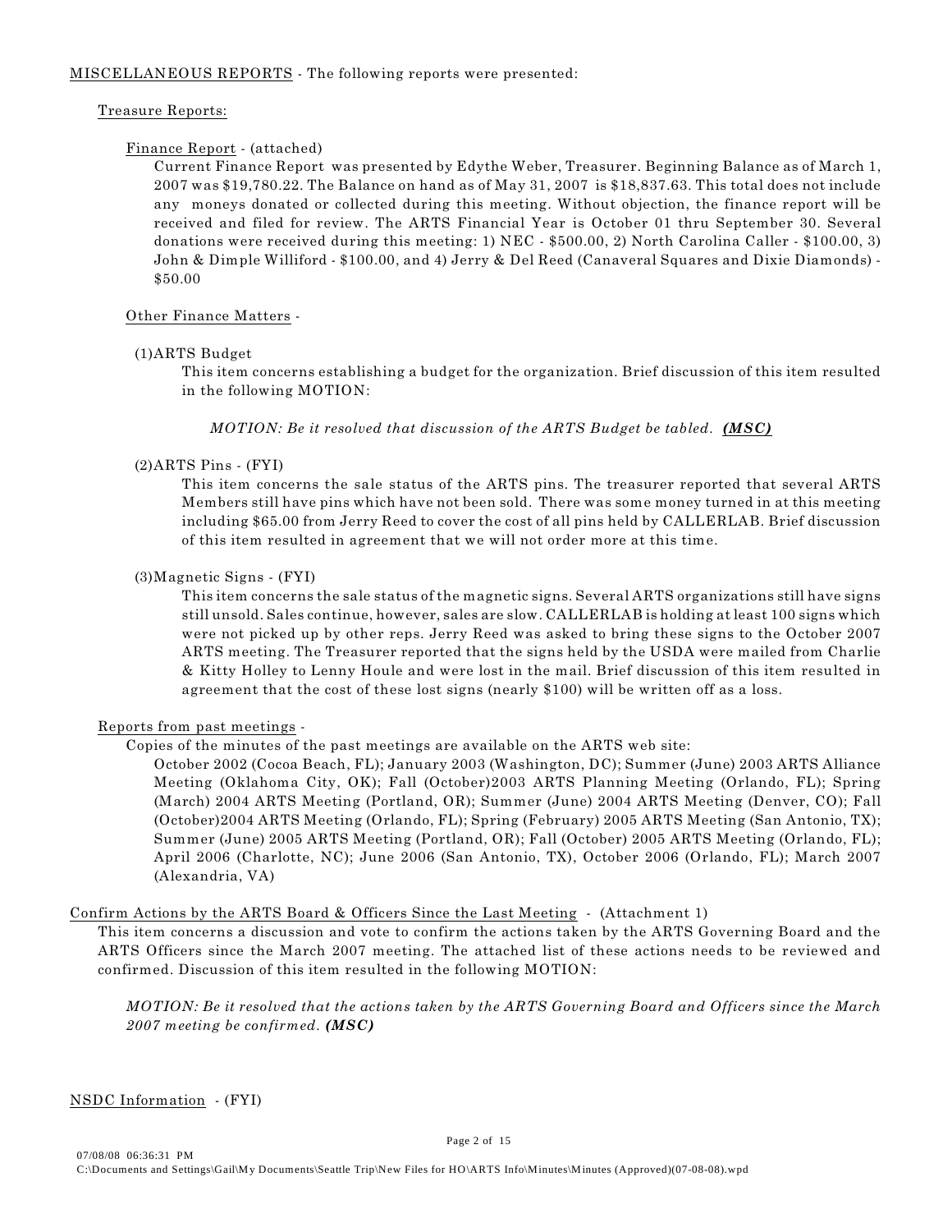MISCELLANEOUS REPORTS - The following reports were presented:

Treasure Reports:

Finance Report - (attached)

Current Finance Report was presented by Edythe Weber, Treasurer. Beginning Balance as of March 1, 2007 was $19,780.22. The Balance on hand as of May 31, 2007 is $18,837.63. This total does not include any moneys donated or collected during this meeting. Without objection, the finance report will be received and filed for review. The ARTS Financial Year is October 01 thru September 30. Several donations were received during this meeting: 1) NEC - $500.00, 2) North Carolina Caller - $100.00, 3) John & Dimple Williford - $100.00, and 4) Jerry & Del Reed (Canaveral Squares and Dixie Diamonds) - $50.00

Other Finance Matters -

(1)ARTS Budget

This item concerns establishing a budget for the organization. Brief discussion of this item resulted in the following MOTION:

*MOTION: Be it resolved that discussion of the ARTS Budget be tabled.* ***(MSC)***

(2)ARTS Pins - (FYI)

This item concerns the sale status of the ARTS pins. The treasurer reported that several ARTS Members still have pins which have not been sold. There was some money turned in at this meeting including $65.00 from Jerry Reed to cover the cost of all pins held by CALLERLAB. Brief discussion of this item resulted in agreement that we will not order more at this time.

(3)Magnetic Signs - (FYI)

This item concerns the sale status of the magnetic signs. Several ARTS organizations still have signs still unsold. Sales continue, however, sales are slow. CALLERLAB is holding at least 100 signs which were not picked up by other reps. Jerry Reed was asked to bring these signs to the October 2007 ARTS meeting. The Treasurer reported that the signs held by the USDA were mailed from Charlie & Kitty Holley to Lenny Houle and were lost in the mail. Brief discussion of this item resulted in agreement that the cost of these lost signs (nearly $100) will be written off as a loss.

Reports from past meetings -

Copies of the minutes of the past meetings are available on the ARTS web site:

October 2002 (Cocoa Beach, FL); January 2003 (Washington, DC); Summer (June) 2003 ARTS Alliance Meeting (Oklahoma City, OK); Fall (October)2003 ARTS Planning Meeting (Orlando, FL); Spring (March) 2004 ARTS Meeting (Portland, OR); Summer (June) 2004 ARTS Meeting (Denver, CO); Fall (October)2004 ARTS Meeting (Orlando, FL); Spring (February) 2005 ARTS Meeting (San Antonio, TX); Summer (June) 2005 ARTS Meeting (Portland, OR); Fall (October) 2005 ARTS Meeting (Orlando, FL); April 2006 (Charlotte, NC); June 2006 (San Antonio, TX), October 2006 (Orlando, FL); March 2007 (Alexandria, VA)

Confirm Actions by the ARTS Board & Officers Since the Last Meeting - (Attachment 1)

This item concerns a discussion and vote to confirm the actions taken by the ARTS Governing Board and the ARTS Officers since the March 2007 meeting. The attached list of these actions needs to be reviewed and confirmed. Discussion of this item resulted in the following MOTION:

*MOTION: Be it resolved that the actions taken by the ARTS Governing Board and Officers since the March 2007 meeting be confirmed.* ***(MSC)***

NSDC Information - (FYI)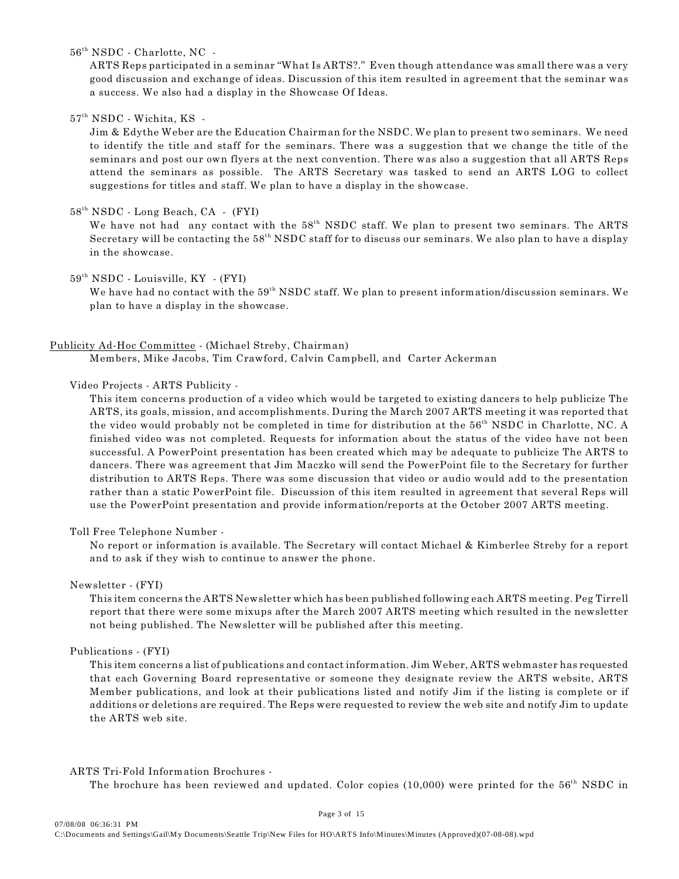56th NSDC - Charlotte, NC -

ARTS Reps participated in a seminar "What Is ARTS?." Even though attendance was small there was a very good discussion and exchange of ideas. Discussion of this item resulted in agreement that the seminar was a success. We also had a display in the Showcase Of Ideas.

57th NSDC - Wichita, KS -

Jim & Edythe Weber are the Education Chairman for the NSDC. We plan to present two seminars. We need to identify the title and staff for the seminars. There was a suggestion that we change the title of the seminars and post our own flyers at the next convention. There was also a suggestion that all ARTS Reps attend the seminars as possible. The ARTS Secretary was tasked to send an ARTS LOG to collect suggestions for titles and staff. We plan to have a display in the showcase.

58th NSDC - Long Beach, CA - (FYI)

We have not had any contact with the 58th NSDC staff. We plan to present two seminars. The ARTS Secretary will be contacting the 58th NSDC staff for to discuss our seminars. We also plan to have a display in the showcase.

59th NSDC - Louisville, KY - (FYI)

We have had no contact with the 59th NSDC staff. We plan to present information/discussion seminars. We plan to have a display in the showcase.

Publicity Ad-Hoc Committee - (Michael Streby, Chairman)

Members, Mike Jacobs, Tim Crawford, Calvin Campbell, and Carter Ackerman

Video Projects - ARTS Publicity -

This item concerns production of a video which would be targeted to existing dancers to help publicize The ARTS, its goals, mission, and accomplishments. During the March 2007 ARTS meeting it was reported that the video would probably not be completed in time for distribution at the 56th NSDC in Charlotte, NC. A finished video was not completed. Requests for information about the status of the video have not been successful. A PowerPoint presentation has been created which may be adequate to publicize The ARTS to dancers. There was agreement that Jim Maczko will send the PowerPoint file to the Secretary for further distribution to ARTS Reps. There was some discussion that video or audio would add to the presentation rather than a static PowerPoint file. Discussion of this item resulted in agreement that several Reps will use the PowerPoint presentation and provide information/reports at the October 2007 ARTS meeting.

Toll Free Telephone Number -

No report or information is available. The Secretary will contact Michael & Kimberlee Streby for a report and to ask if they wish to continue to answer the phone.

Newsletter - (FYI)

This item concerns the ARTS Newsletter which has been published following each ARTS meeting. Peg Tirrell report that there were some mixups after the March 2007 ARTS meeting which resulted in the newsletter not being published. The Newsletter will be published after this meeting.

Publications - (FYI)

This item concerns a list of publications and contact information. Jim Weber, ARTS webmaster has requested that each Governing Board representative or someone they designate review the ARTS website, ARTS Member publications, and look at their publications listed and notify Jim if the listing is complete or if additions or deletions are required. The Reps were requested to review the web site and notify Jim to update the ARTS web site.

ARTS Tri-Fold Information Brochures -

The brochure has been reviewed and updated. Color copies (10,000) were printed for the 56th NSDC in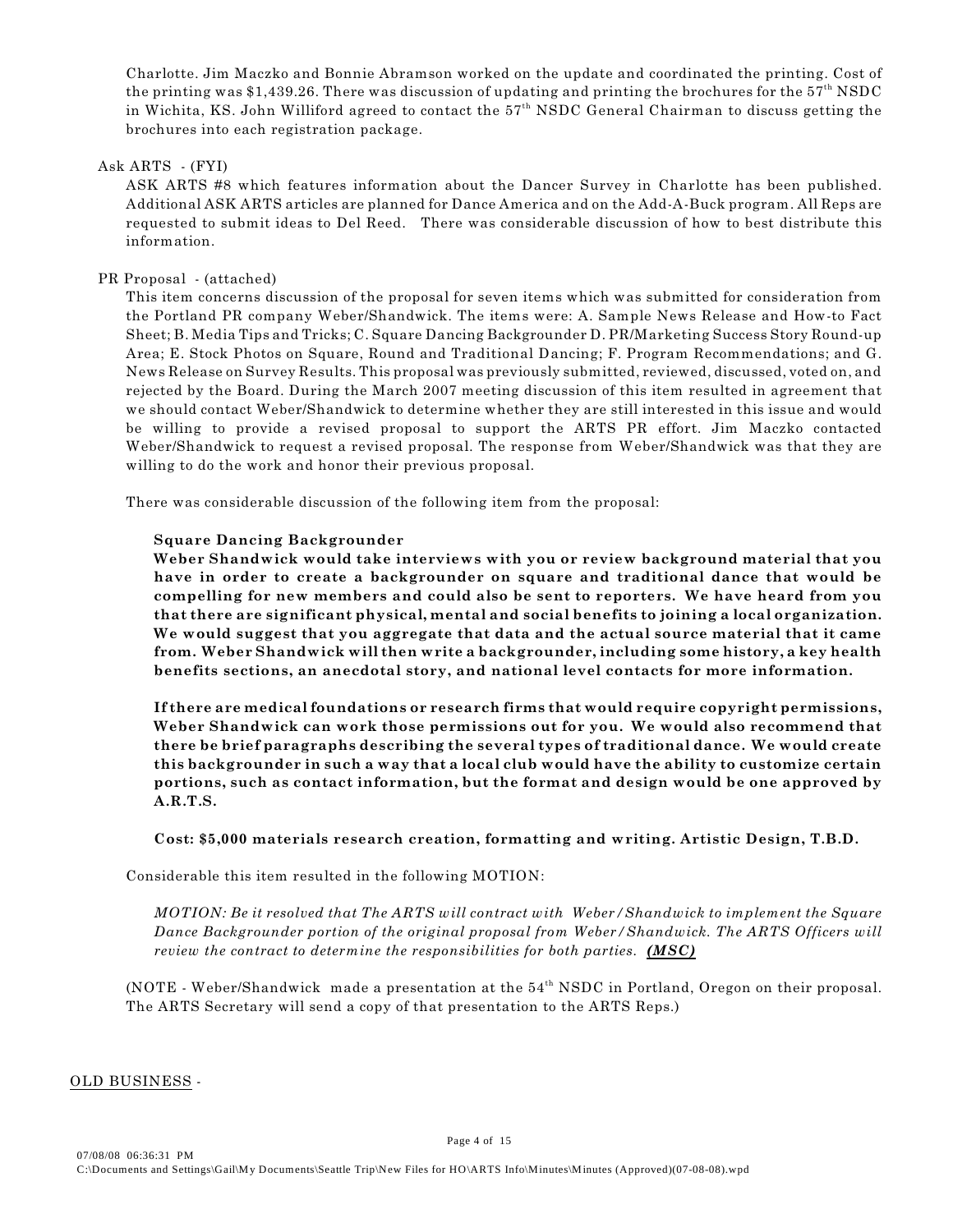Charlotte. Jim Maczko and Bonnie Abramson worked on the update and coordinated the printing. Cost of the printing was $1,439.26. There was discussion of updating and printing the brochures for the 57th NSDC in Wichita, KS. John Williford agreed to contact the 57th NSDC General Chairman to discuss getting the brochures into each registration package.

Ask ARTS - (FYI)

ASK ARTS #8 which features information about the Dancer Survey in Charlotte has been published. Additional ASK ARTS articles are planned for Dance America and on the Add-A-Buck program. All Reps are requested to submit ideas to Del Reed. There was considerable discussion of how to best distribute this information.

PR Proposal - (attached)

This item concerns discussion of the proposal for seven items which was submitted for consideration from the Portland PR company Weber/Shandwick. The items were: A. Sample News Release and How-to Fact Sheet; B. Media Tips and Tricks; C. Square Dancing Backgrounder D. PR/Marketing Success Story Round-up Area; E. Stock Photos on Square, Round and Traditional Dancing; F. Program Recommendations; and G. News Release on Survey Results. This proposal was previously submitted, reviewed, discussed, voted on, and rejected by the Board. During the March 2007 meeting discussion of this item resulted in agreement that we should contact Weber/Shandwick to determine whether they are still interested in this issue and would be willing to provide a revised proposal to support the ARTS PR effort. Jim Maczko contacted Weber/Shandwick to request a revised proposal. The response from Weber/Shandwick was that they are willing to do the work and honor their previous proposal.

There was considerable discussion of the following item from the proposal:

**Square Dancing Backgrounder**
**Weber Shandwick would take interviews with you or review background material that you have in order to create a backgrounder on square and traditional dance that would be compelling for new members and could also be sent to reporters. We have heard from you that there are significant physical, mental and social benefits to joining a local organization. We would suggest that you aggregate that data and the actual source material that it came from. Weber Shandwick will then write a backgrounder, including some history, a key health benefits sections, an anecdotal story, and national level contacts for more information.**

**If there are medical foundations or research firms that would require copyright permissions, Weber Shandwick can work those permissions out for you. We would also recommend that there be brief paragraphs describing the several types of traditional dance. We would create this backgrounder in such a way that a local club would have the ability to customize certain portions, such as contact information, but the format and design would be one approved by A.R.T.S.**

**Cost: $5,000 materials research creation, formatting and writing. Artistic Design, T.B.D.**

Considerable this item resulted in the following MOTION:

*MOTION: Be it resolved that The ARTS will contract with Weber / Shandwick to implement the Square Dance Backgrounder portion of the original proposal from Weber / Shandwick. The ARTS Officers will review the contract to determine the responsibilities for both parties.* ***(MSC)***

(NOTE - Weber/Shandwick made a presentation at the 54th NSDC in Portland, Oregon on their proposal. The ARTS Secretary will send a copy of that presentation to the ARTS Reps.)

OLD BUSINESS -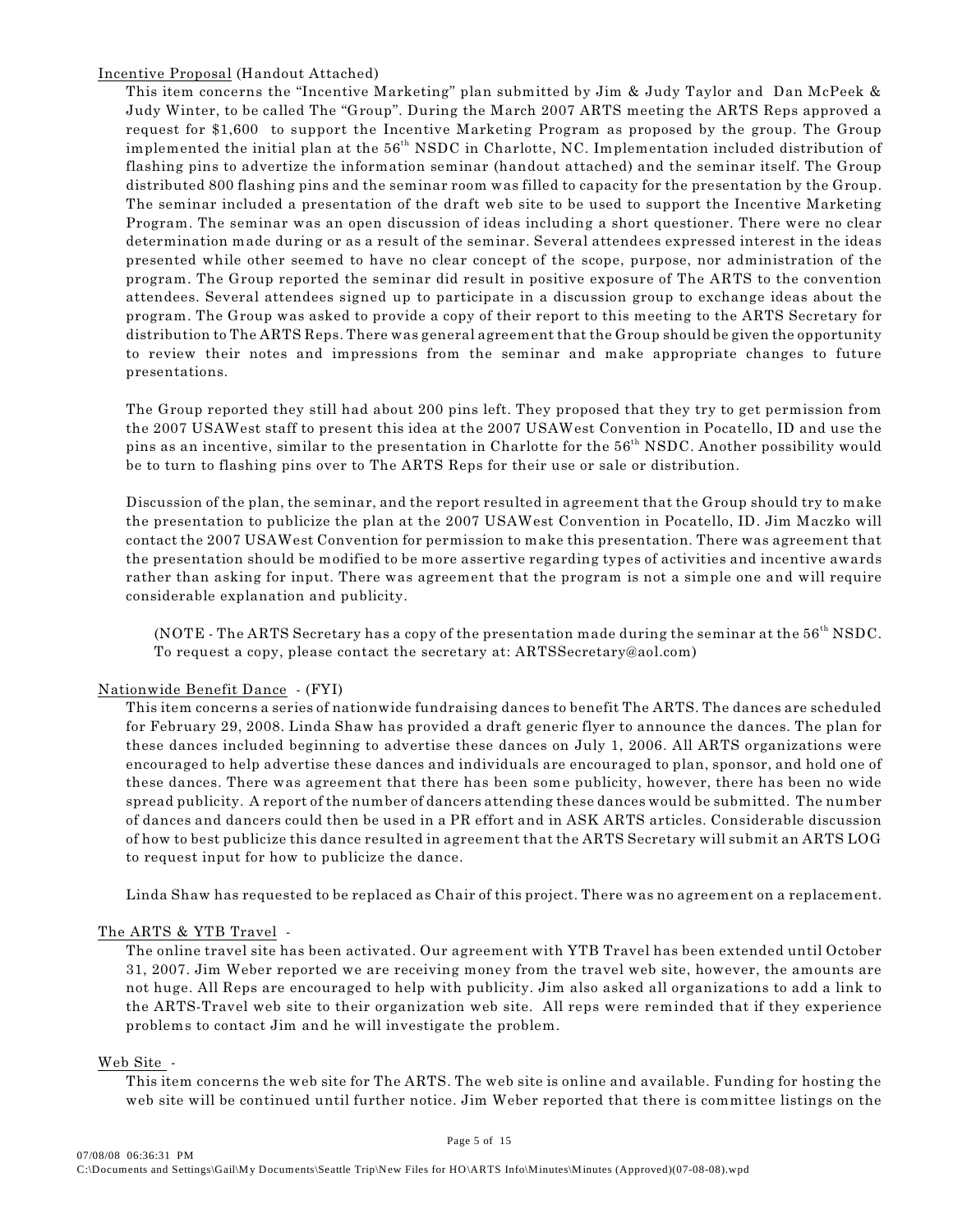Incentive Proposal (Handout Attached)

This item concerns the "Incentive Marketing" plan submitted by Jim & Judy Taylor and Dan McPeek & Judy Winter, to be called The "Group". During the March 2007 ARTS meeting the ARTS Reps approved a request for $1,600 to support the Incentive Marketing Program as proposed by the group. The Group implemented the initial plan at the 56th NSDC in Charlotte, NC. Implementation included distribution of flashing pins to advertize the information seminar (handout attached) and the seminar itself. The Group distributed 800 flashing pins and the seminar room was filled to capacity for the presentation by the Group. The seminar included a presentation of the draft web site to be used to support the Incentive Marketing Program. The seminar was an open discussion of ideas including a short questioner. There were no clear determination made during or as a result of the seminar. Several attendees expressed interest in the ideas presented while other seemed to have no clear concept of the scope, purpose, nor administration of the program. The Group reported the seminar did result in positive exposure of The ARTS to the convention attendees. Several attendees signed up to participate in a discussion group to exchange ideas about the program. The Group was asked to provide a copy of their report to this meeting to the ARTS Secretary for distribution to The ARTS Reps. There was general agreement that the Group should be given the opportunity to review their notes and impressions from the seminar and make appropriate changes to future presentations.

The Group reported they still had about 200 pins left. They proposed that they try to get permission from the 2007 USAWest staff to present this idea at the 2007 USAWest Convention in Pocatello, ID and use the pins as an incentive, similar to the presentation in Charlotte for the 56th NSDC. Another possibility would be to turn to flashing pins over to The ARTS Reps for their use or sale or distribution.

Discussion of the plan, the seminar, and the report resulted in agreement that the Group should try to make the presentation to publicize the plan at the 2007 USAWest Convention in Pocatello, ID. Jim Maczko will contact the 2007 USAWest Convention for permission to make this presentation. There was agreement that the presentation should be modified to be more assertive regarding types of activities and incentive awards rather than asking for input. There was agreement that the program is not a simple one and will require considerable explanation and publicity.

(NOTE - The ARTS Secretary has a copy of the presentation made during the seminar at the 56th NSDC. To request a copy, please contact the secretary at: ARTSSecretary@aol.com)

Nationwide Benefit Dance - (FYI)

This item concerns a series of nationwide fundraising dances to benefit The ARTS. The dances are scheduled for February 29, 2008. Linda Shaw has provided a draft generic flyer to announce the dances. The plan for these dances included beginning to advertise these dances on July 1, 2006. All ARTS organizations were encouraged to help advertise these dances and individuals are encouraged to plan, sponsor, and hold one of these dances. There was agreement that there has been some publicity, however, there has been no wide spread publicity. A report of the number of dancers attending these dances would be submitted. The number of dances and dancers could then be used in a PR effort and in ASK ARTS articles. Considerable discussion of how to best publicize this dance resulted in agreement that the ARTS Secretary will submit an ARTS LOG to request input for how to publicize the dance.

Linda Shaw has requested to be replaced as Chair of this project. There was no agreement on a replacement.

The ARTS & YTB Travel -

The online travel site has been activated. Our agreement with YTB Travel has been extended until October 31, 2007. Jim Weber reported we are receiving money from the travel web site, however, the amounts are not huge. All Reps are encouraged to help with publicity. Jim also asked all organizations to add a link to the ARTS-Travel web site to their organization web site. All reps were reminded that if they experience problems to contact Jim and he will investigate the problem.

Web Site -

This item concerns the web site for The ARTS. The web site is online and available. Funding for hosting the web site will be continued until further notice. Jim Weber reported that there is committee listings on the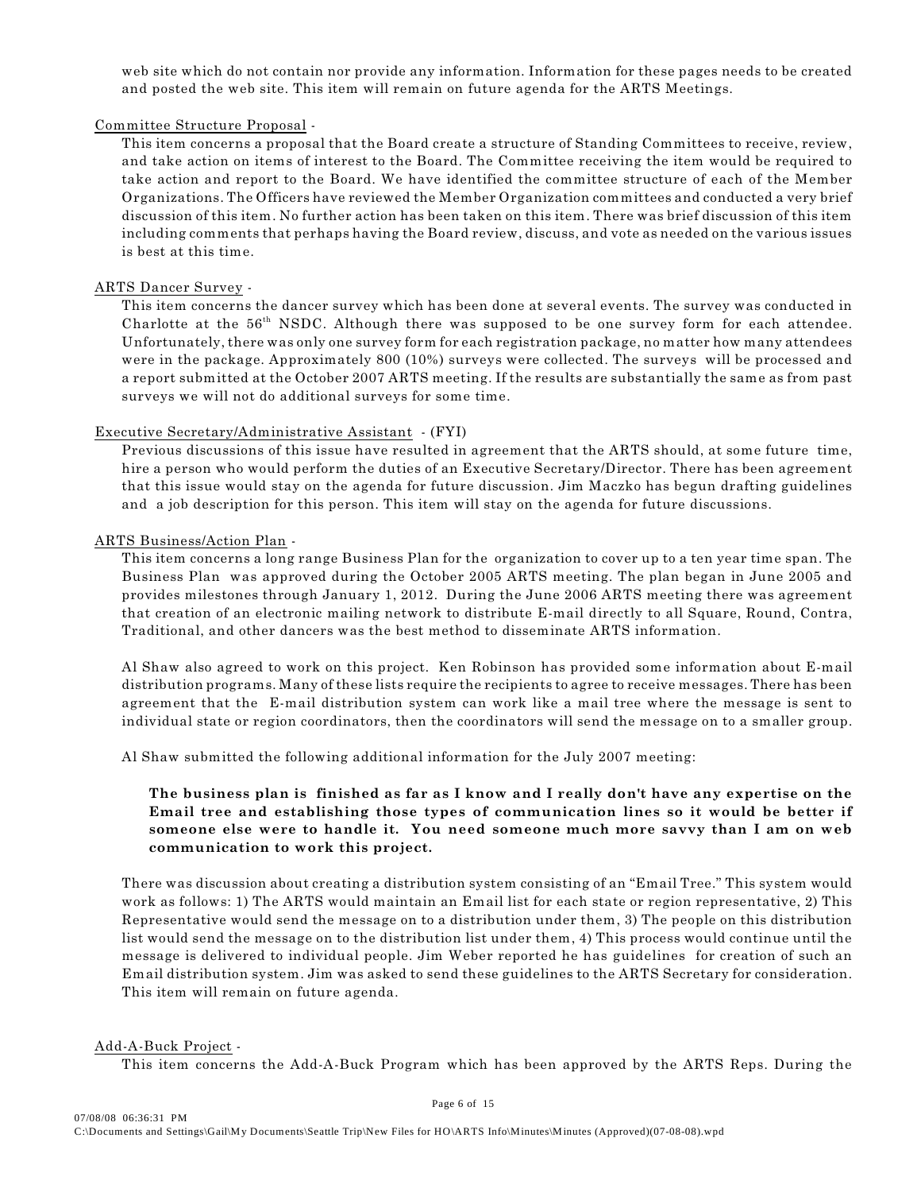web site which do not contain nor provide any information. Information for these pages needs to be created and posted the web site. This item will remain on future agenda for the ARTS Meetings.

Committee Structure Proposal -

This item concerns a proposal that the Board create a structure of Standing Committees to receive, review, and take action on items of interest to the Board. The Committee receiving the item would be required to take action and report to the Board. We have identified the committee structure of each of the Member Organizations. The Officers have reviewed the Member Organization committees and conducted a very brief discussion of this item. No further action has been taken on this item. There was brief discussion of this item including comments that perhaps having the Board review, discuss, and vote as needed on the various issues is best at this time.

ARTS Dancer Survey -

This item concerns the dancer survey which has been done at several events. The survey was conducted in Charlotte at the 56th NSDC. Although there was supposed to be one survey form for each attendee. Unfortunately, there was only one survey form for each registration package, no matter how many attendees were in the package. Approximately 800 (10%) surveys were collected. The surveys will be processed and a report submitted at the October 2007 ARTS meeting. If the results are substantially the same as from past surveys we will not do additional surveys for some time.

Executive Secretary/Administrative Assistant - (FYI)

Previous discussions of this issue have resulted in agreement that the ARTS should, at some future time, hire a person who would perform the duties of an Executive Secretary/Director. There has been agreement that this issue would stay on the agenda for future discussion. Jim Maczko has begun drafting guidelines and a job description for this person. This item will stay on the agenda for future discussions.

ARTS Business/Action Plan -

This item concerns a long range Business Plan for the organization to cover up to a ten year time span. The Business Plan was approved during the October 2005 ARTS meeting. The plan began in June 2005 and provides milestones through January 1, 2012. During the June 2006 ARTS meeting there was agreement that creation of an electronic mailing network to distribute E-mail directly to all Square, Round, Contra, Traditional, and other dancers was the best method to disseminate ARTS information.

Al Shaw also agreed to work on this project. Ken Robinson has provided some information about E-mail distribution programs. Many of these lists require the recipients to agree to receive messages. There has been agreement that the E-mail distribution system can work like a mail tree where the message is sent to individual state or region coordinators, then the coordinators will send the message on to a smaller group.

Al Shaw submitted the following additional information for the July 2007 meeting:

> **The business plan is finished as far as I know and I really don't have any expertise on the Email tree and establishing those types of communication lines so it would be better if someone else were to handle it. You need someone much more savvy than I am on web communication to work this project.**

There was discussion about creating a distribution system consisting of an "Email Tree." This system would work as follows: 1) The ARTS would maintain an Email list for each state or region representative, 2) This Representative would send the message on to a distribution under them, 3) The people on this distribution list would send the message on to the distribution list under them, 4) This process would continue until the message is delivered to individual people. Jim Weber reported he has guidelines for creation of such an Email distribution system. Jim was asked to send these guidelines to the ARTS Secretary for consideration. This item will remain on future agenda.

Add-A-Buck Project -

This item concerns the Add-A-Buck Program which has been approved by the ARTS Reps. During the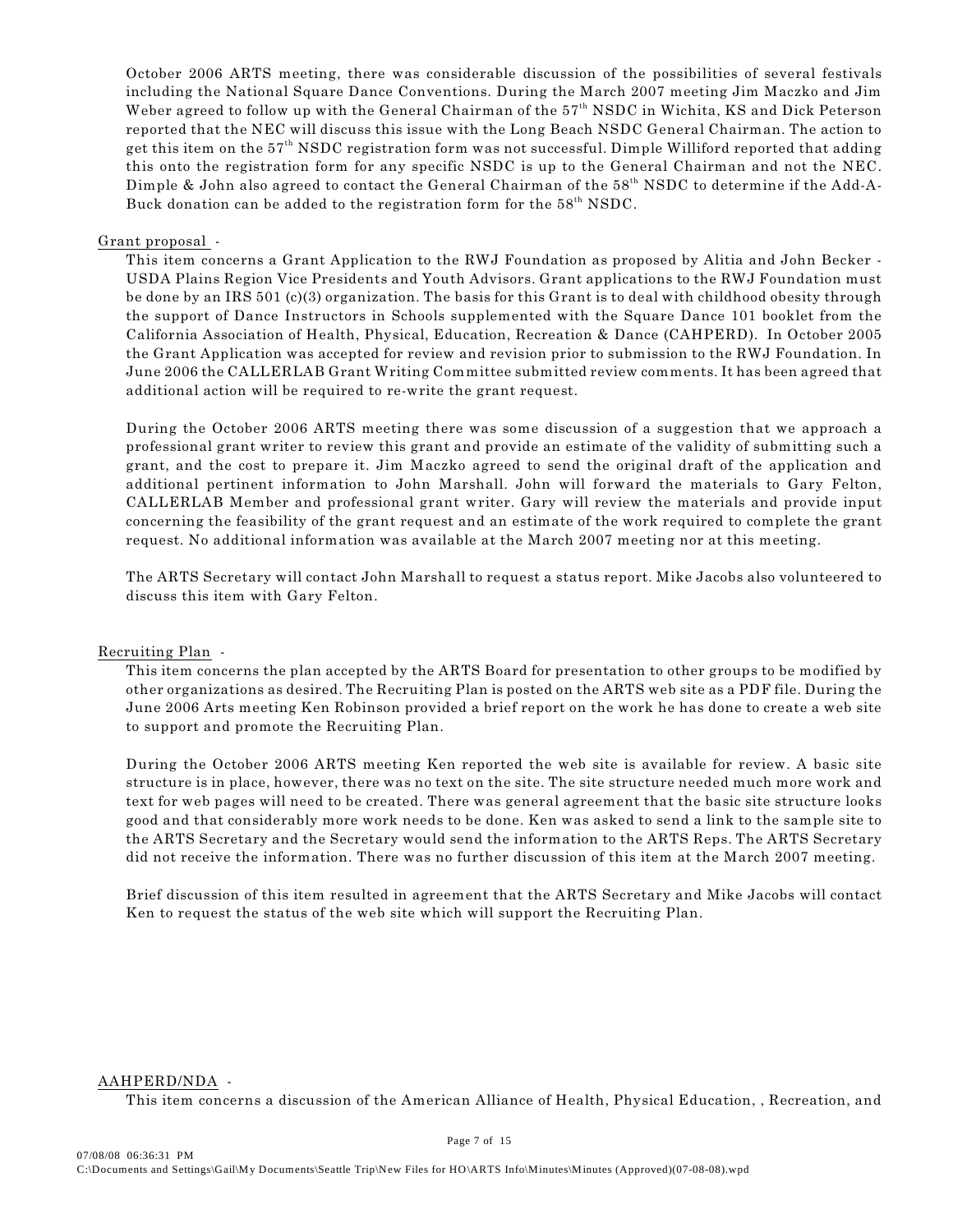October 2006 ARTS meeting, there was considerable discussion of the possibilities of several festivals including the National Square Dance Conventions. During the March 2007 meeting Jim Maczko and Jim Weber agreed to follow up with the General Chairman of the 57th NSDC in Wichita, KS and Dick Peterson reported that the NEC will discuss this issue with the Long Beach NSDC General Chairman. The action to get this item on the 57th NSDC registration form was not successful. Dimple Williford reported that adding this onto the registration form for any specific NSDC is up to the General Chairman and not the NEC. Dimple & John also agreed to contact the General Chairman of the 58th NSDC to determine if the Add-A-Buck donation can be added to the registration form for the 58th NSDC.

Grant proposal -

This item concerns a Grant Application to the RWJ Foundation as proposed by Alitia and John Becker - USDA Plains Region Vice Presidents and Youth Advisors. Grant applications to the RWJ Foundation must be done by an IRS 501 (c)(3) organization. The basis for this Grant is to deal with childhood obesity through the support of Dance Instructors in Schools supplemented with the Square Dance 101 booklet from the California Association of Health, Physical, Education, Recreation & Dance (CAHPERD). In October 2005 the Grant Application was accepted for review and revision prior to submission to the RWJ Foundation. In June 2006 the CALLERLAB Grant Writing Committee submitted review comments. It has been agreed that additional action will be required to re-write the grant request.

During the October 2006 ARTS meeting there was some discussion of a suggestion that we approach a professional grant writer to review this grant and provide an estimate of the validity of submitting such a grant, and the cost to prepare it. Jim Maczko agreed to send the original draft of the application and additional pertinent information to John Marshall. John will forward the materials to Gary Felton, CALLERLAB Member and professional grant writer. Gary will review the materials and provide input concerning the feasibility of the grant request and an estimate of the work required to complete the grant request. No additional information was available at the March 2007 meeting nor at this meeting.

The ARTS Secretary will contact John Marshall to request a status report. Mike Jacobs also volunteered to discuss this item with Gary Felton.

Recruiting Plan -

This item concerns the plan accepted by the ARTS Board for presentation to other groups to be modified by other organizations as desired. The Recruiting Plan is posted on the ARTS web site as a PDF file. During the June 2006 Arts meeting Ken Robinson provided a brief report on the work he has done to create a web site to support and promote the Recruiting Plan.

During the October 2006 ARTS meeting Ken reported the web site is available for review. A basic site structure is in place, however, there was no text on the site. The site structure needed much more work and text for web pages will need to be created. There was general agreement that the basic site structure looks good and that considerably more work needs to be done. Ken was asked to send a link to the sample site to the ARTS Secretary and the Secretary would send the information to the ARTS Reps. The ARTS Secretary did not receive the information. There was no further discussion of this item at the March 2007 meeting.

Brief discussion of this item resulted in agreement that the ARTS Secretary and Mike Jacobs will contact Ken to request the status of the web site which will support the Recruiting Plan.

AAHPERD/NDA -

This item concerns a discussion of the American Alliance of Health, Physical Education, , Recreation, and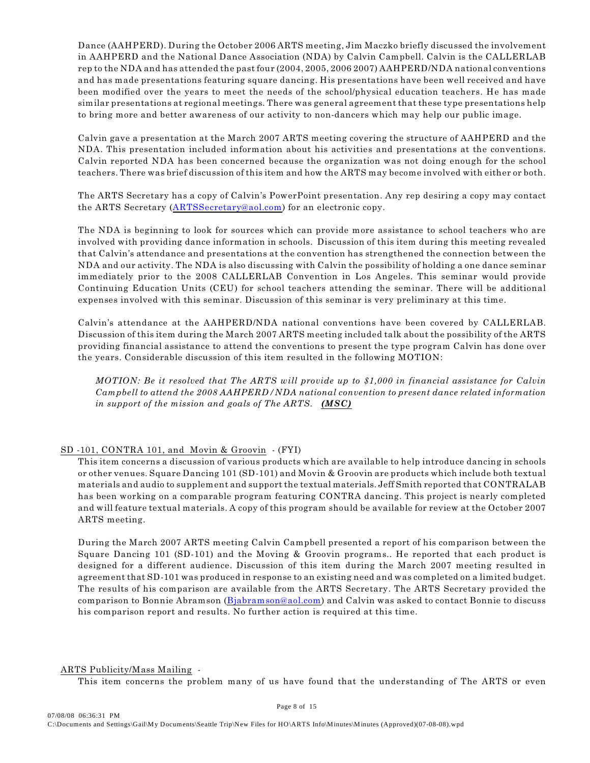Dance (AAHPERD). During the October 2006 ARTS meeting, Jim Maczko briefly discussed the involvement in AAHPERD and the National Dance Association (NDA) by Calvin Campbell. Calvin is the CALLERLAB rep to the NDA and has attended the past four (2004, 2005, 2006 2007) AAHPERD/NDA national conventions and has made presentations featuring square dancing. His presentations have been well received and have been modified over the years to meet the needs of the school/physical education teachers. He has made similar presentations at regional meetings. There was general agreement that these type presentations help to bring more and better awareness of our activity to non-dancers which may help our public image.

Calvin gave a presentation at the March 2007 ARTS meeting covering the structure of AAHPERD and the NDA. This presentation included information about his activities and presentations at the conventions. Calvin reported NDA has been concerned because the organization was not doing enough for the school teachers. There was brief discussion of this item and how the ARTS may become involved with either or both.

The ARTS Secretary has a copy of Calvin's PowerPoint presentation. Any rep desiring a copy may contact the ARTS Secretary (ARTSSecretary@aol.com) for an electronic copy.

The NDA is beginning to look for sources which can provide more assistance to school teachers who are involved with providing dance information in schools. Discussion of this item during this meeting revealed that Calvin's attendance and presentations at the convention has strengthened the connection between the NDA and our activity. The NDA is also discussing with Calvin the possibility of holding a one dance seminar immediately prior to the 2008 CALLERLAB Convention in Los Angeles. This seminar would provide Continuing Education Units (CEU) for school teachers attending the seminar. There will be additional expenses involved with this seminar. Discussion of this seminar is very preliminary at this time.

Calvin's attendance at the AAHPERD/NDA national conventions have been covered by CALLERLAB. Discussion of this item during the March 2007 ARTS meeting included talk about the possibility of the ARTS providing financial assistance to attend the conventions to present the type program Calvin has done over the years. Considerable discussion of this item resulted in the following MOTION:

> *MOTION: Be it resolved that The ARTS will provide up to $1,000 in financial assistance for Calvin Campbell to attend the 2008 AAHPERD/NDA national convention to present dance related information in support of the mission and goals of The ARTS.* ***(MSC)***

SD -101, CONTRA 101, and Movin & Groovin - (FYI)

This item concerns a discussion of various products which are available to help introduce dancing in schools or other venues. Square Dancing 101 (SD-101) and Movin & Groovin are products which include both textual materials and audio to supplement and support the textual materials. Jeff Smith reported that CONTRALAB has been working on a comparable program featuring CONTRA dancing. This project is nearly completed and will feature textual materials. A copy of this program should be available for review at the October 2007 ARTS meeting.

During the March 2007 ARTS meeting Calvin Campbell presented a report of his comparison between the Square Dancing 101 (SD-101) and the Moving & Groovin programs.. He reported that each product is designed for a different audience. Discussion of this item during the March 2007 meeting resulted in agreement that SD-101 was produced in response to an existing need and was completed on a limited budget. The results of his comparison are available from the ARTS Secretary. The ARTS Secretary provided the comparison to Bonnie Abramson (Bjabramson@aol.com) and Calvin was asked to contact Bonnie to discuss his comparison report and results. No further action is required at this time.

ARTS Publicity/Mass Mailing -

This item concerns the problem many of us have found that the understanding of The ARTS or even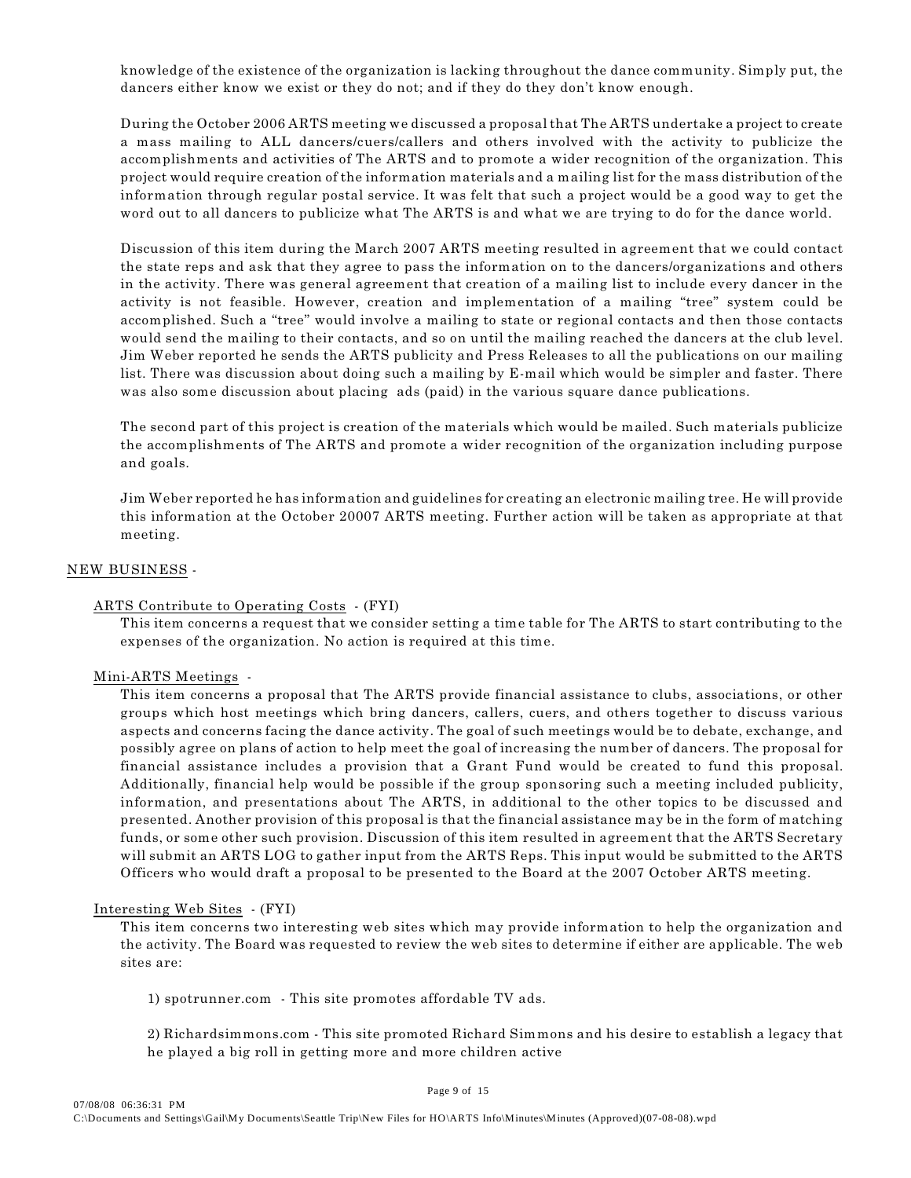knowledge of the existence of the organization is lacking throughout the dance community. Simply put, the dancers either know we exist or they do not; and if they do they don't know enough.

During the October 2006 ARTS meeting we discussed a proposal that The ARTS undertake a project to create a mass mailing to ALL dancers/cuers/callers and others involved with the activity to publicize the accomplishments and activities of The ARTS and to promote a wider recognition of the organization. This project would require creation of the information materials and a mailing list for the mass distribution of the information through regular postal service. It was felt that such a project would be a good way to get the word out to all dancers to publicize what The ARTS is and what we are trying to do for the dance world.

Discussion of this item during the March 2007 ARTS meeting resulted in agreement that we could contact the state reps and ask that they agree to pass the information on to the dancers/organizations and others in the activity. There was general agreement that creation of a mailing list to include every dancer in the activity is not feasible. However, creation and implementation of a mailing "tree" system could be accomplished. Such a "tree" would involve a mailing to state or regional contacts and then those contacts would send the mailing to their contacts, and so on until the mailing reached the dancers at the club level. Jim Weber reported he sends the ARTS publicity and Press Releases to all the publications on our mailing list. There was discussion about doing such a mailing by E-mail which would be simpler and faster. There was also some discussion about placing ads (paid) in the various square dance publications.

The second part of this project is creation of the materials which would be mailed. Such materials publicize the accomplishments of The ARTS and promote a wider recognition of the organization including purpose and goals.

Jim Weber reported he has information and guidelines for creating an electronic mailing tree. He will provide this information at the October 20007 ARTS meeting. Further action will be taken as appropriate at that meeting.

## NEW BUSINESS -

### ARTS Contribute to Operating Costs - (FYI)

This item concerns a request that we consider setting a time table for The ARTS to start contributing to the expenses of the organization. No action is required at this time.

### Mini-ARTS Meetings -

This item concerns a proposal that The ARTS provide financial assistance to clubs, associations, or other groups which host meetings which bring dancers, callers, cuers, and others together to discuss various aspects and concerns facing the dance activity. The goal of such meetings would be to debate, exchange, and possibly agree on plans of action to help meet the goal of increasing the number of dancers. The proposal for financial assistance includes a provision that a Grant Fund would be created to fund this proposal. Additionally, financial help would be possible if the group sponsoring such a meeting included publicity, information, and presentations about The ARTS, in additional to the other topics to be discussed and presented. Another provision of this proposal is that the financial assistance may be in the form of matching funds, or some other such provision. Discussion of this item resulted in agreement that the ARTS Secretary will submit an ARTS LOG to gather input from the ARTS Reps. This input would be submitted to the ARTS Officers who would draft a proposal to be presented to the Board at the 2007 October ARTS meeting.

### Interesting Web Sites - (FYI)

This item concerns two interesting web sites which may provide information to help the organization and the activity. The Board was requested to review the web sites to determine if either are applicable. The web sites are:

1) spotrunner.com - This site promotes affordable TV ads.

2) Richardsimmons.com - This site promoted Richard Simmons and his desire to establish a legacy that he played a big roll in getting more and more children active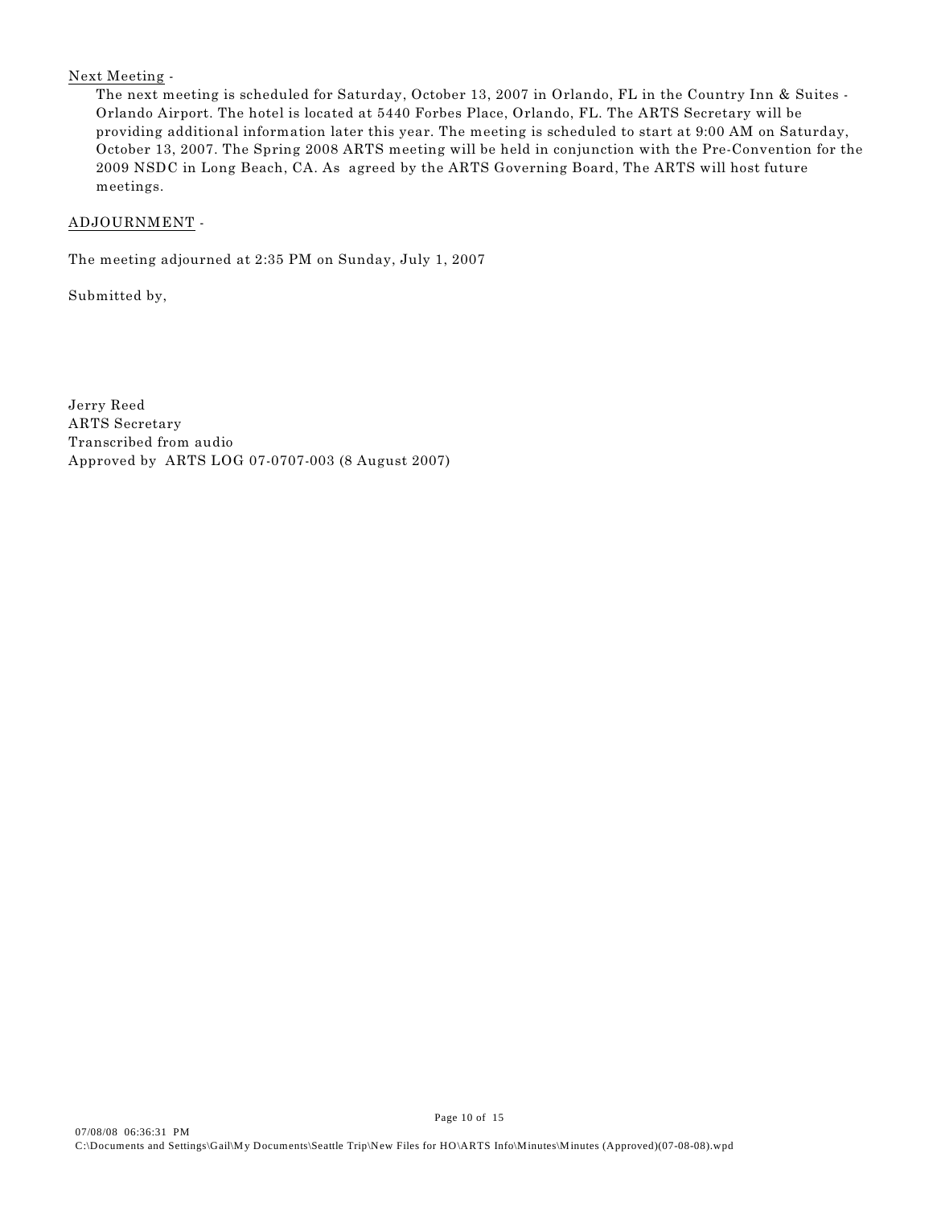Next Meeting -

The next meeting is scheduled for Saturday, October 13, 2007 in Orlando, FL in the Country Inn & Suites - Orlando Airport. The hotel is located at 5440 Forbes Place, Orlando, FL. The ARTS Secretary will be providing additional information later this year. The meeting is scheduled to start at 9:00 AM on Saturday, October 13, 2007. The Spring 2008 ARTS meeting will be held in conjunction with the Pre-Convention for the 2009 NSDC in Long Beach, CA. As agreed by the ARTS Governing Board, The ARTS will host future meetings.

ADJOURNMENT -

The meeting adjourned at 2:35 PM on Sunday, July 1, 2007

Submitted by,

Jerry Reed
ARTS Secretary
Transcribed from audio
Approved by ARTS LOG 07-0707-003 (8 August 2007)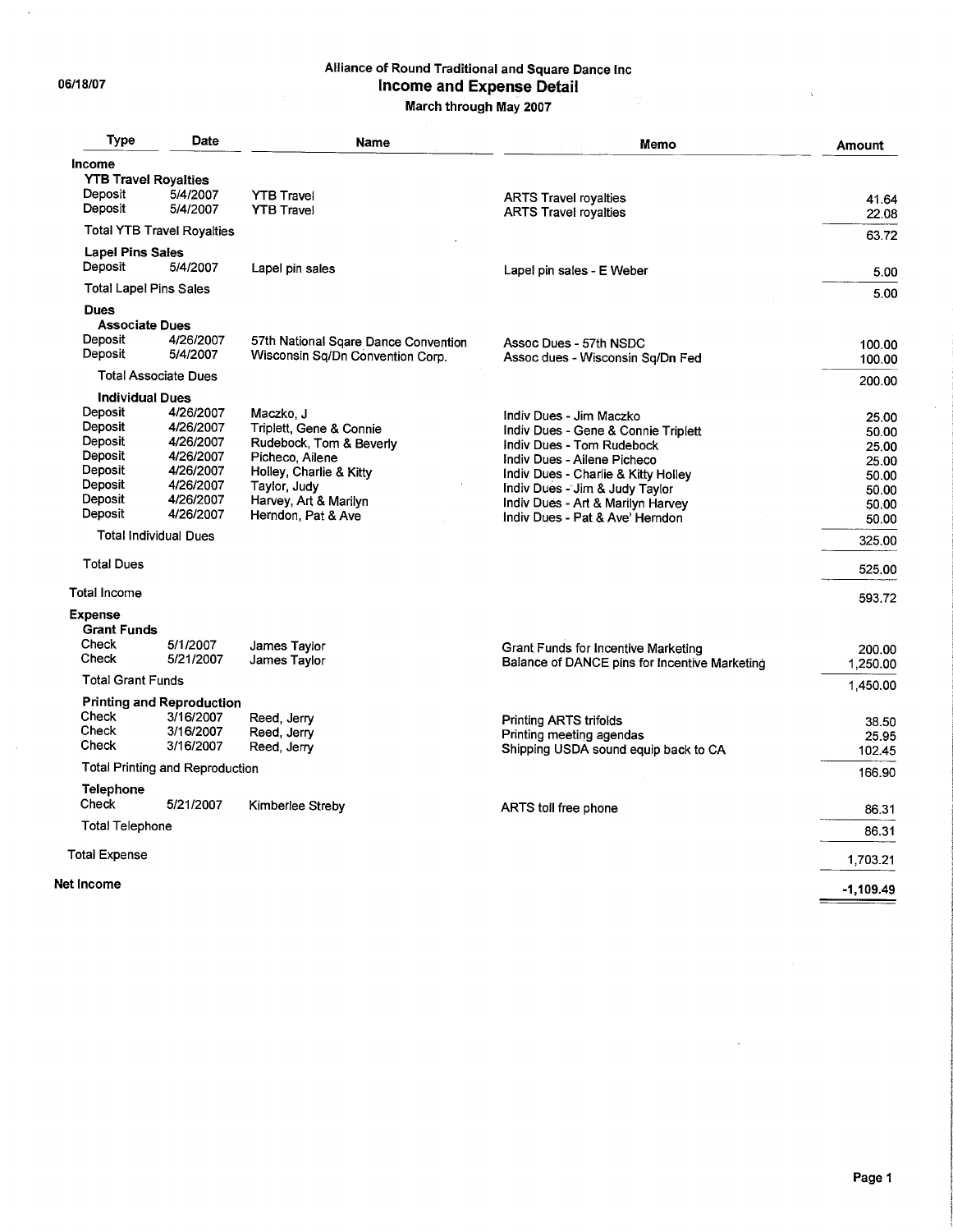06/18/07

# Alliance of Round Traditional and Square Dance Inc
## Income and Expense Detail
### March through May 2007

| Type | Date | Name | Memo | Amount |
|---|---|---|---|---|
| **Income** | | | | |
| **YTB Travel Royalties** | | | | |
| Deposit | 5/4/2007 | YTB Travel | ARTS Travel royalties | 41.64 |
| Deposit | 5/4/2007 | YTB Travel | ARTS Travel royalties | 22.08 |
| Total YTB Travel Royalties | | | | 63.72 |
| **Lapel Pins Sales** | | | | |
| Deposit | 5/4/2007 | Lapel pin sales | Lapel pin sales - E Weber | 5.00 |
| Total Lapel Pins Sales | | | | 5.00 |
| **Dues** | | | | |
| **Associate Dues** | | | | |
| Deposit | 4/26/2007 | 57th National Sqare Dance Convention | Assoc Dues - 57th NSDC | 100.00 |
| Deposit | 5/4/2007 | Wisconsin Sq/Dn Convention Corp. | Assoc dues - Wisconsin Sq/Dn Fed | 100.00 |
| Total Associate Dues | | | | 200.00 |
| **Individual Dues** | | | | |
| Deposit | 4/26/2007 | Maczko, J | Indiv Dues - Jim Maczko | 25.00 |
| Deposit | 4/26/2007 | Triplett, Gene & Connie | Indiv Dues - Gene & Connie Triplett | 50.00 |
| Deposit | 4/26/2007 | Rudebock, Tom & Beverly | Indiv Dues - Tom Rudebock | 25.00 |
| Deposit | 4/26/2007 | Picheco, Ailene | Indiv Dues - Ailene Picheco | 25.00 |
| Deposit | 4/26/2007 | Holley, Charlie & Kitty | Indiv Dues - Charlie & Kitty Holley | 50.00 |
| Deposit | 4/26/2007 | Taylor, Judy | Indiv Dues - Jim & Judy Taylor | 50.00 |
| Deposit | 4/26/2007 | Harvey, Art & Marilyn | Indiv Dues - Art & Marilyn Harvey | 50.00 |
| Deposit | 4/26/2007 | Herndon, Pat & Ave | Indiv Dues - Pat & Ave' Herndon | 50.00 |
| Total Individual Dues | | | | 325.00 |
| Total Dues | | | | 525.00 |
| Total Income | | | | 593.72 |
| **Expense** | | | | |
| **Grant Funds** | | | | |
| Check | 5/1/2007 | James Taylor | Grant Funds for Incentive Marketing | 200.00 |
| Check | 5/21/2007 | James Taylor | Balance of DANCE pins for Incentive Marketing | 1,250.00 |
| Total Grant Funds | | | | 1,450.00 |
| **Printing and Reproduction** | | | | |
| Check | 3/16/2007 | Reed, Jerry | Printing ARTS trifolds | 38.50 |
| Check | 3/16/2007 | Reed, Jerry | Printing meeting agendas | 25.95 |
| Check | 3/16/2007 | Reed, Jerry | Shipping USDA sound equip back to CA | 102.45 |
| Total Printing and Reproduction | | | | 166.90 |
| **Telephone** | | | | |
| Check | 5/21/2007 | Kimberlee Streby | ARTS toll free phone | 86.31 |
| Total Telephone | | | | 86.31 |
| Total Expense | | | | 1,703.21 |
| **Net Income** | | | | -1,109.49 |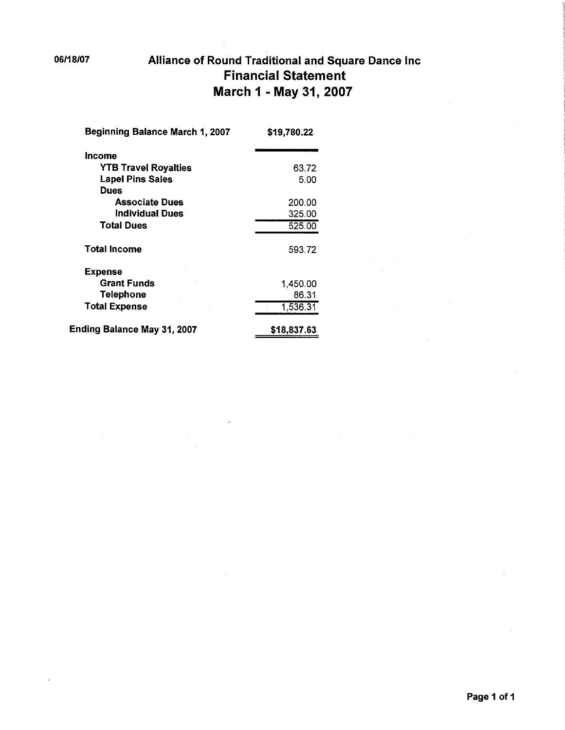06/18/07

# Alliance of Round Traditional and Square Dance Inc
## Financial Statement
## March 1 - May 31, 2007

| | |
|---|---|
| **Beginning Balance March 1, 2007** | **$19,780.22** |
| **Income** | |
| **YTB Travel Royalties** | 63.72 |
| **Lapel Pins Sales** | 5.00 |
| **Dues** | |
| **Associate Dues** | 200.00 |
| **Individual Dues** | 325.00 |
| **Total Dues** | 525.00 |
| **Total Income** | 593.72 |
| **Expense** | |
| **Grant Funds** | 1,450.00 |
| **Telephone** | 86.31 |
| **Total Expense** | 1,536.31 |
| **Ending Balance May 31, 2007** | **$18,837.63** |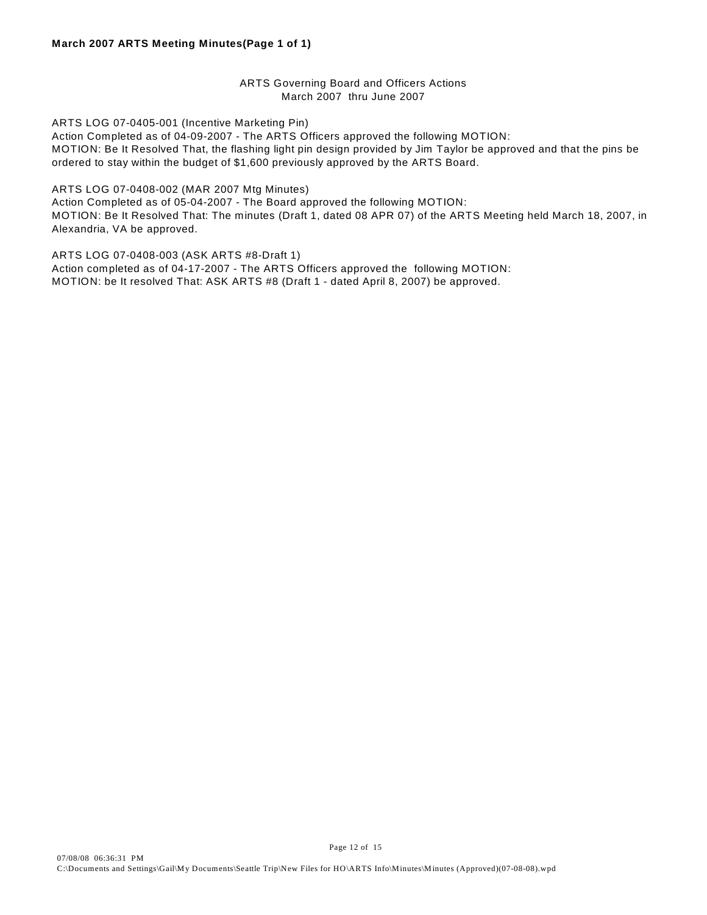**March 2007 ARTS Meeting Minutes(Page 1 of 1)**

ARTS Governing Board and Officers Actions
March 2007 thru June 2007

ARTS LOG 07-0405-001 (Incentive Marketing Pin)
Action Completed as of 04-09-2007 - The ARTS Officers approved the following MOTION:
MOTION: Be It Resolved That, the flashing light pin design provided by Jim Taylor be approved and that the pins be ordered to stay within the budget of $1,600 previously approved by the ARTS Board.

ARTS LOG 07-0408-002 (MAR 2007 Mtg Minutes)
Action Completed as of 05-04-2007 - The Board approved the following MOTION:
MOTION: Be It Resolved That: The minutes (Draft 1, dated 08 APR 07) of the ARTS Meeting held March 18, 2007, in Alexandria, VA be approved.

ARTS LOG 07-0408-003 (ASK ARTS #8-Draft 1)
Action completed as of 04-17-2007 - The ARTS Officers approved the following MOTION:
MOTION: be It resolved That: ASK ARTS #8 (Draft 1 - dated April 8, 2007) be approved.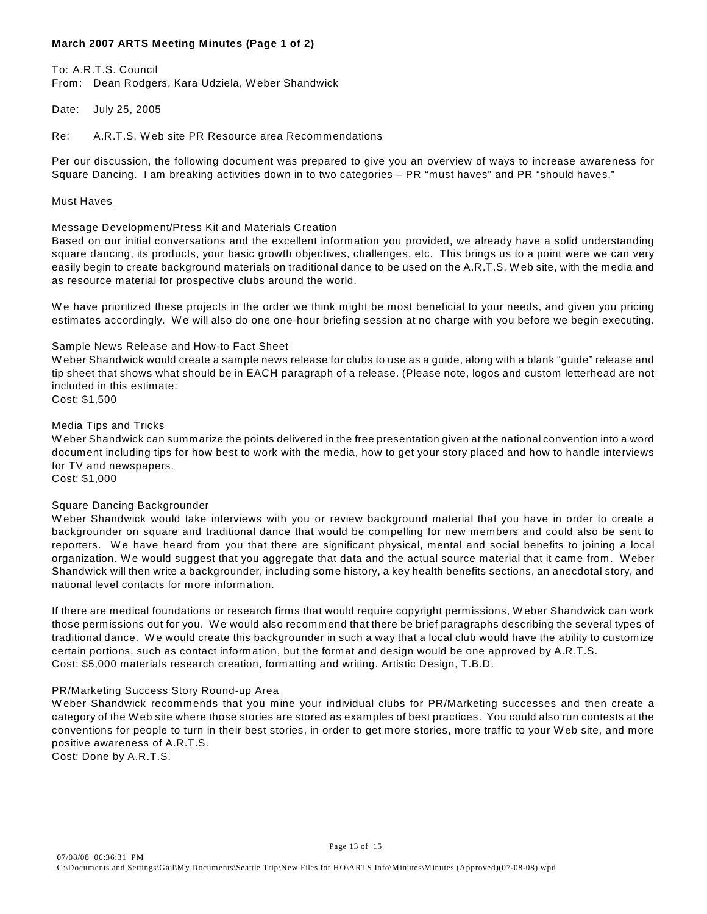**March 2007 ARTS Meeting Minutes (Page 1 of 2)**

To: A.R.T.S. Council
From: Dean Rodgers, Kara Udziela, Weber Shandwick

Date: July 25, 2005

Re: A.R.T.S. Web site PR Resource area Recommendations

---

Per our discussion, the following document was prepared to give you an overview of ways to increase awareness for Square Dancing. I am breaking activities down in to two categories – PR "must haves" and PR "should haves."

<u>Must Haves</u>

Message Development/Press Kit and Materials Creation
Based on our initial conversations and the excellent information you provided, we already have a solid understanding square dancing, its products, your basic growth objectives, challenges, etc. This brings us to a point were we can very easily begin to create background materials on traditional dance to be used on the A.R.T.S. Web site, with the media and as resource material for prospective clubs around the world.

We have prioritized these projects in the order we think might be most beneficial to your needs, and given you pricing estimates accordingly. We will also do one one-hour briefing session at no charge with you before we begin executing.

Sample News Release and How-to Fact Sheet
Weber Shandwick would create a sample news release for clubs to use as a guide, along with a blank "guide" release and tip sheet that shows what should be in EACH paragraph of a release. (Please note, logos and custom letterhead are not included in this estimate:
Cost: $1,500

Media Tips and Tricks
Weber Shandwick can summarize the points delivered in the free presentation given at the national convention into a word document including tips for how best to work with the media, how to get your story placed and how to handle interviews for TV and newspapers.
Cost: $1,000

Square Dancing Backgrounder
Weber Shandwick would take interviews with you or review background material that you have in order to create a backgrounder on square and traditional dance that would be compelling for new members and could also be sent to reporters. We have heard from you that there are significant physical, mental and social benefits to joining a local organization. We would suggest that you aggregate that data and the actual source material that it came from. Weber Shandwick will then write a backgrounder, including some history, a key health benefits sections, an anecdotal story, and national level contacts for more information.

If there are medical foundations or research firms that would require copyright permissions, Weber Shandwick can work those permissions out for you. We would also recommend that there be brief paragraphs describing the several types of traditional dance. We would create this backgrounder in such a way that a local club would have the ability to customize certain portions, such as contact information, but the format and design would be one approved by A.R.T.S.
Cost: $5,000 materials research creation, formatting and writing. Artistic Design, T.B.D.

PR/Marketing Success Story Round-up Area
Weber Shandwick recommends that you mine your individual clubs for PR/Marketing successes and then create a category of the Web site where those stories are stored as examples of best practices. You could also run contests at the conventions for people to turn in their best stories, in order to get more stories, more traffic to your Web site, and more positive awareness of A.R.T.S.
Cost: Done by A.R.T.S.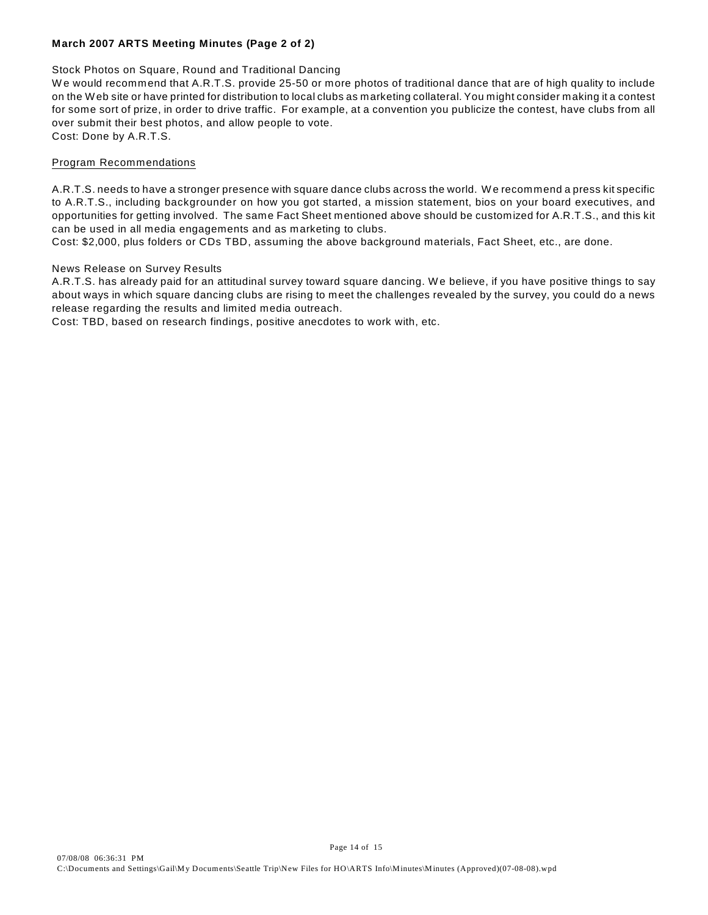**March 2007 ARTS Meeting Minutes (Page 2 of 2)**

Stock Photos on Square, Round and Traditional Dancing

We would recommend that A.R.T.S. provide 25-50 or more photos of traditional dance that are of high quality to include on the Web site or have printed for distribution to local clubs as marketing collateral. You might consider making it a contest for some sort of prize, in order to drive traffic. For example, at a convention you publicize the contest, have clubs from all over submit their best photos, and allow people to vote.

Cost: Done by A.R.T.S.

<u>Program Recommendations</u>

A.R.T.S. needs to have a stronger presence with square dance clubs across the world. We recommend a press kit specific to A.R.T.S., including backgrounder on how you got started, a mission statement, bios on your board executives, and opportunities for getting involved. The same Fact Sheet mentioned above should be customized for A.R.T.S., and this kit can be used in all media engagements and as marketing to clubs.

Cost: $2,000, plus folders or CDs TBD, assuming the above background materials, Fact Sheet, etc., are done.

News Release on Survey Results

A.R.T.S. has already paid for an attitudinal survey toward square dancing. We believe, if you have positive things to say about ways in which square dancing clubs are rising to meet the challenges revealed by the survey, you could do a news release regarding the results and limited media outreach.

Cost: TBD, based on research findings, positive anecdotes to work with, etc.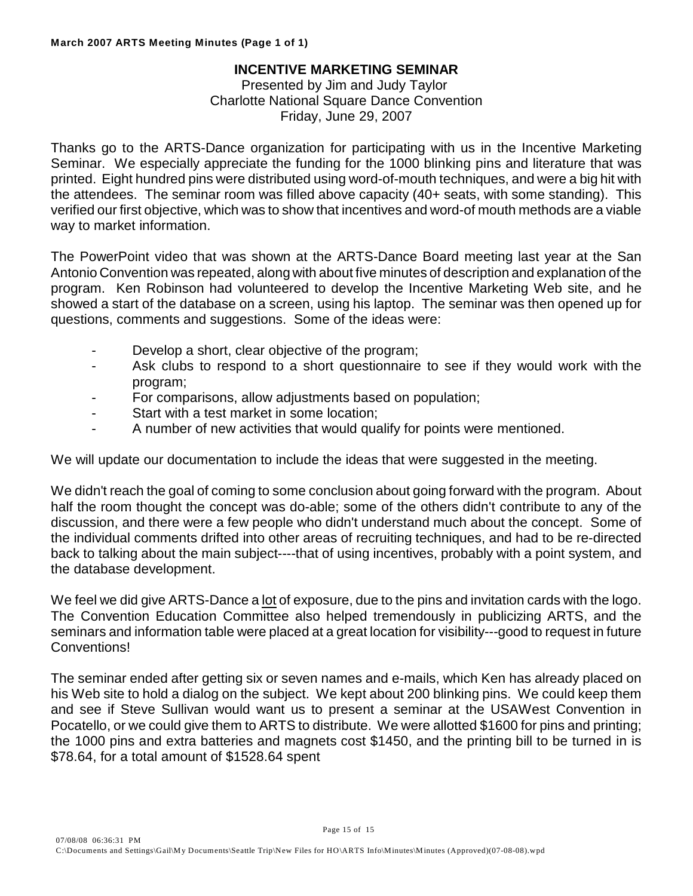## INCENTIVE MARKETING SEMINAR

Presented by Jim and Judy Taylor
Charlotte National Square Dance Convention
Friday, June 29, 2007

Thanks go to the ARTS-Dance organization for participating with us in the Incentive Marketing Seminar. We especially appreciate the funding for the 1000 blinking pins and literature that was printed. Eight hundred pins were distributed using word-of-mouth techniques, and were a big hit with the attendees. The seminar room was filled above capacity (40+ seats, with some standing). This verified our first objective, which was to show that incentives and word-of mouth methods are a viable way to market information.

The PowerPoint video that was shown at the ARTS-Dance Board meeting last year at the San Antonio Convention was repeated, along with about five minutes of description and explanation of the program. Ken Robinson had volunteered to develop the Incentive Marketing Web site, and he showed a start of the database on a screen, using his laptop. The seminar was then opened up for questions, comments and suggestions. Some of the ideas were:

- Develop a short, clear objective of the program;
- Ask clubs to respond to a short questionnaire to see if they would work with the program;
- For comparisons, allow adjustments based on population;
- Start with a test market in some location;
- A number of new activities that would qualify for points were mentioned.

We will update our documentation to include the ideas that were suggested in the meeting.

We didn't reach the goal of coming to some conclusion about going forward with the program. About half the room thought the concept was do-able; some of the others didn't contribute to any of the discussion, and there were a few people who didn't understand much about the concept. Some of the individual comments drifted into other areas of recruiting techniques, and had to be re-directed back to talking about the main subject----that of using incentives, probably with a point system, and the database development.

We feel we did give ARTS-Dance a lot of exposure, due to the pins and invitation cards with the logo. The Convention Education Committee also helped tremendously in publicizing ARTS, and the seminars and information table were placed at a great location for visibility---good to request in future Conventions!

The seminar ended after getting six or seven names and e-mails, which Ken has already placed on his Web site to hold a dialog on the subject. We kept about 200 blinking pins. We could keep them and see if Steve Sullivan would want us to present a seminar at the USAWest Convention in Pocatello, or we could give them to ARTS to distribute. We were allotted $1600 for pins and printing; the 1000 pins and extra batteries and magnets cost $1450, and the printing bill to be turned in is $78.64, for a total amount of $1528.64 spent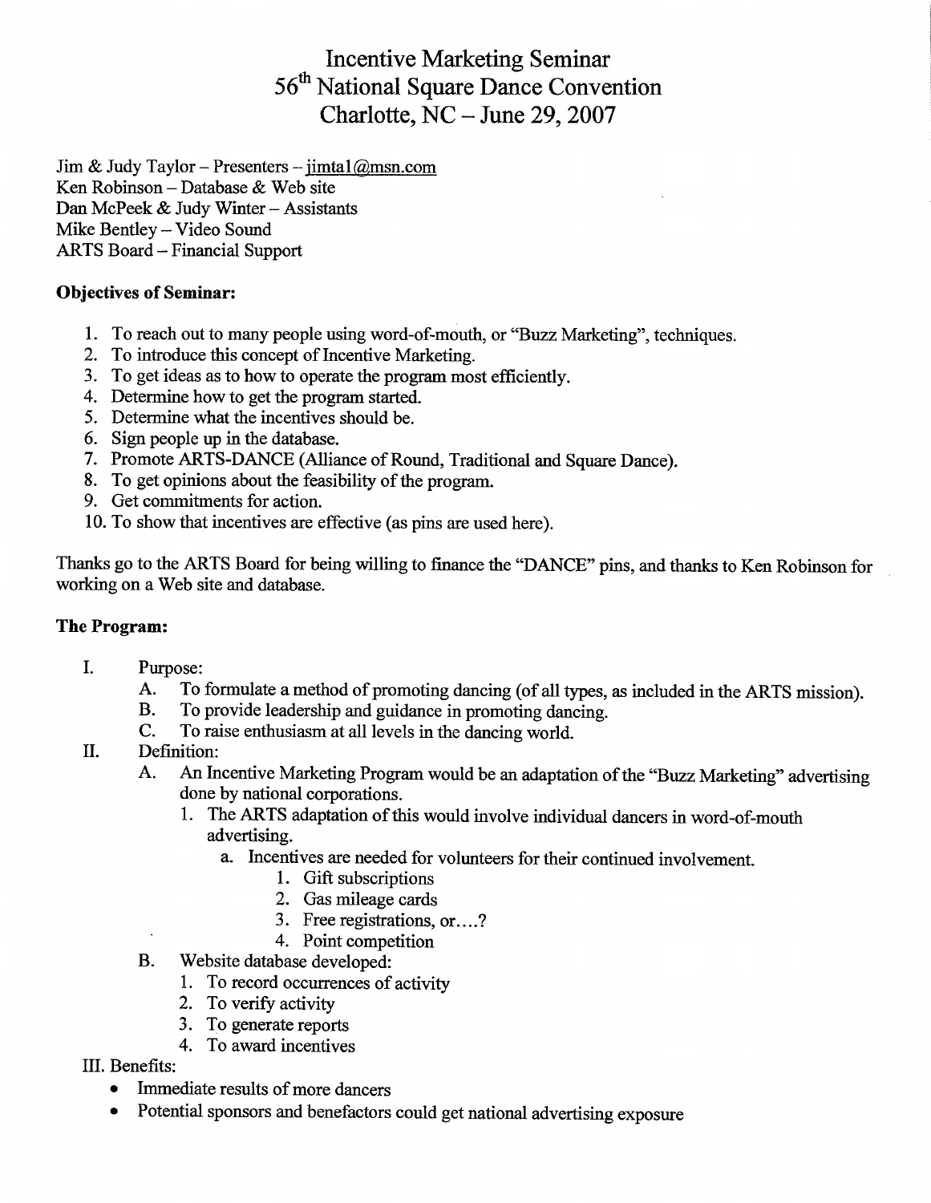# Incentive Marketing Seminar
# 56th National Square Dance Convention
# Charlotte, NC – June 29, 2007

Jim & Judy Taylor – Presenters – jimtal@msn.com
Ken Robinson – Database & Web site
Dan McPeek & Judy Winter – Assistants
Mike Bentley – Video Sound
ARTS Board – Financial Support

**Objectives of Seminar:**

1. To reach out to many people using word-of-mouth, or "Buzz Marketing", techniques.
2. To introduce this concept of Incentive Marketing.
3. To get ideas as to how to operate the program most efficiently.
4. Determine how to get the program started.
5. Determine what the incentives should be.
6. Sign people up in the database.
7. Promote ARTS-DANCE (Alliance of Round, Traditional and Square Dance).
8. To get opinions about the feasibility of the program.
9. Get commitments for action.
10. To show that incentives are effective (as pins are used here).

Thanks go to the ARTS Board for being willing to finance the "DANCE" pins, and thanks to Ken Robinson for working on a Web site and database.

**The Program:**

I. Purpose:
   - A. To formulate a method of promoting dancing (of all types, as included in the ARTS mission).
   - B. To provide leadership and guidance in promoting dancing.
   - C. To raise enthusiasm at all levels in the dancing world.

II. Definition:
   - A. An Incentive Marketing Program would be an adaptation of the "Buzz Marketing" advertising done by national corporations.
     1. The ARTS adaptation of this would involve individual dancers in word-of-mouth advertising.
        - a. Incentives are needed for volunteers for their continued involvement.
          1. Gift subscriptions
          2. Gas mileage cards
          3. Free registrations, or....?
          4. Point competition
   - B. Website database developed:
     1. To record occurrences of activity
     2. To verify activity
     3. To generate reports
     4. To award incentives

III. Benefits:
   - Immediate results of more dancers
   - Potential sponsors and benefactors could get national advertising exposure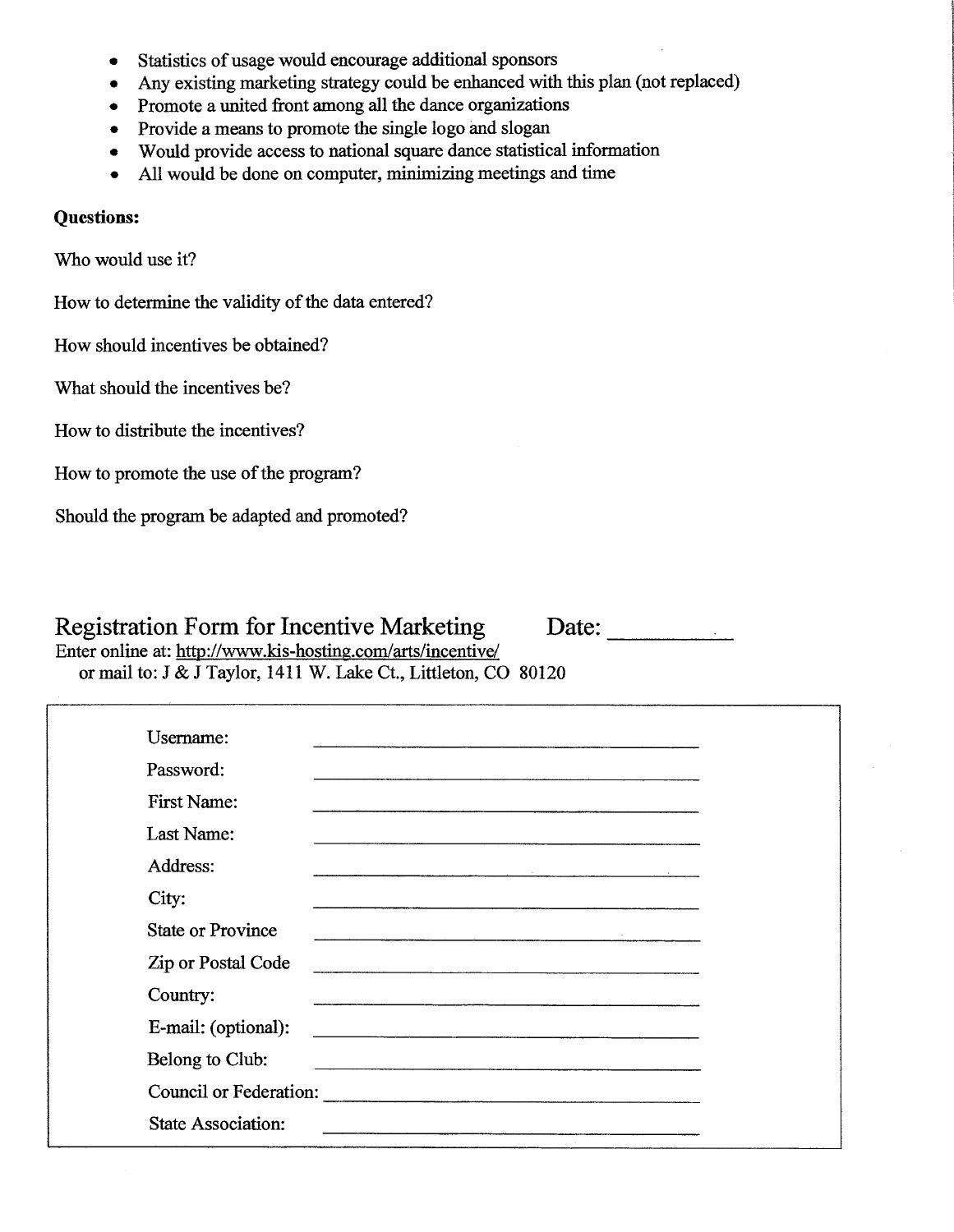- Statistics of usage would encourage additional sponsors
- Any existing marketing strategy could be enhanced with this plan (not replaced)
- Promote a united front among all the dance organizations
- Provide a means to promote the single logo and slogan
- Would provide access to national square dance statistical information
- All would be done on computer, minimizing meetings and time

**Questions:**

Who would use it?

How to determine the validity of the data entered?

How should incentives be obtained?

What should the incentives be?

How to distribute the incentives?

How to promote the use of the program?

Should the program be adapted and promoted?

## Registration Form for Incentive Marketing Date: __________

Enter online at: http://www.kis-hosting.com/arts/incentive/
or mail to: J & J Taylor, 1411 W. Lake Ct., Littleton, CO 80120

Username: ______________________________

Password: ______________________________

First Name: ______________________________

Last Name: ______________________________

Address: ______________________________

City: ______________________________

State or Province ______________________________

Zip or Postal Code ______________________________

Country: ______________________________

E-mail: (optional): ______________________________

Belong to Club: ______________________________

Council or Federation: ______________________________

State Association: ______________________________